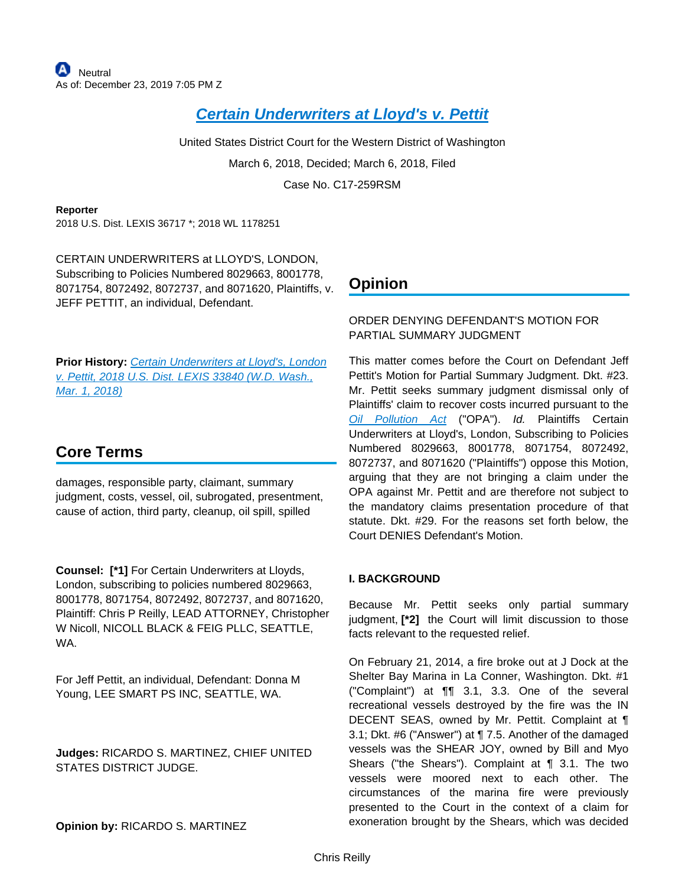Neutral
As of: December 23, 2019 7:05 PM Z

# Certain Underwriters at Lloyd's v. Pettit

United States District Court for the Western District of Washington

March 6, 2018, Decided; March 6, 2018, Filed

Case No. C17-259RSM

**Reporter**

2018 U.S. Dist. LEXIS 36717 *; 2018 WL 1178251

CERTAIN UNDERWRITERS at LLOYD'S, LONDON, Subscribing to Policies Numbered 8029663, 8001778, 8071754, 8072492, 8072737, and 8071620, Plaintiffs, v. JEFF PETTIT, an individual, Defendant.

**Prior History:** *Certain Underwriters at Lloyd's, London v. Pettit, 2018 U.S. Dist. LEXIS 33840 (W.D. Wash., Mar. 1, 2018)*

## Core Terms

damages, responsible party, claimant, summary judgment, costs, vessel, oil, subrogated, presentment, cause of action, third party, cleanup, oil spill, spilled

**Counsel:** **[*1]** For Certain Underwriters at Lloyds, London, subscribing to policies numbered 8029663, 8001778, 8071754, 8072492, 8072737, and 8071620, Plaintiff: Chris P Reilly, LEAD ATTORNEY, Christopher W Nicoll, NICOLL BLACK & FEIG PLLC, SEATTLE, WA.

For Jeff Pettit, an individual, Defendant: Donna M Young, LEE SMART PS INC, SEATTLE, WA.

**Judges:** RICARDO S. MARTINEZ, CHIEF UNITED STATES DISTRICT JUDGE.

**Opinion by:** RICARDO S. MARTINEZ

## Opinion

ORDER DENYING DEFENDANT'S MOTION FOR PARTIAL SUMMARY JUDGMENT

This matter comes before the Court on Defendant Jeff Pettit's Motion for Partial Summary Judgment. Dkt. #23. Mr. Pettit seeks summary judgment dismissal only of Plaintiffs' claim to recover costs incurred pursuant to the *Oil Pollution Act* ("OPA"). *Id.* Plaintiffs Certain Underwriters at Lloyd's, London, Subscribing to Policies Numbered 8029663, 8001778, 8071754, 8072492, 8072737, and 8071620 ("Plaintiffs") oppose this Motion, arguing that they are not bringing a claim under the OPA against Mr. Pettit and are therefore not subject to the mandatory claims presentation procedure of that statute. Dkt. #29. For the reasons set forth below, the Court DENIES Defendant's Motion.

### I. BACKGROUND

Because Mr. Pettit seeks only partial summary judgment, **[*2]** the Court will limit discussion to those facts relevant to the requested relief.

On February 21, 2014, a fire broke out at J Dock at the Shelter Bay Marina in La Conner, Washington. Dkt. #1 ("Complaint") at ¶¶ 3.1, 3.3. One of the several recreational vessels destroyed by the fire was the IN DECENT SEAS, owned by Mr. Pettit. Complaint at ¶ 3.1; Dkt. #6 ("Answer") at ¶ 7.5. Another of the damaged vessels was the SHEAR JOY, owned by Bill and Myo Shears ("the Shears"). Complaint at ¶ 3.1. The two vessels were moored next to each other. The circumstances of the marina fire were previously presented to the Court in the context of a claim for exoneration brought by the Shears, which was decided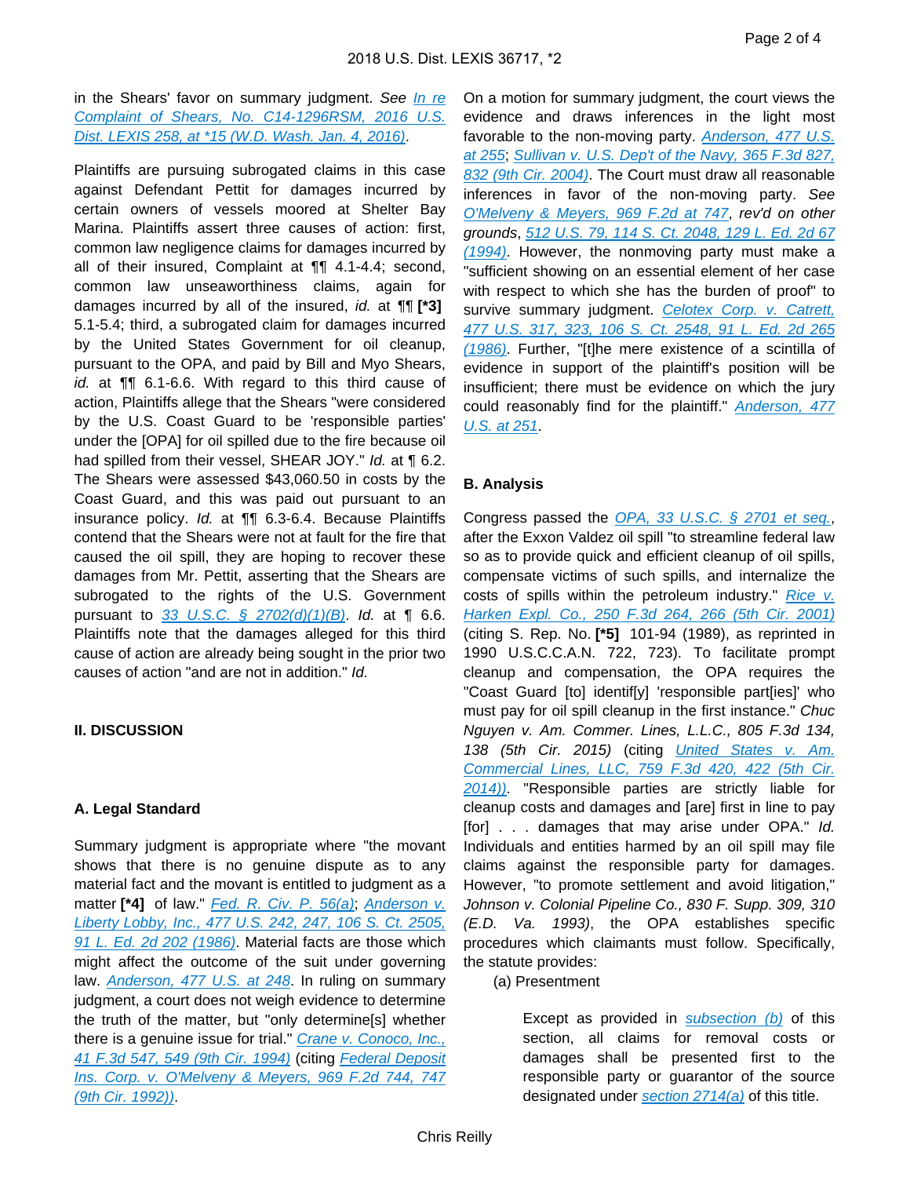in the Shears' favor on summary judgment. *See* In re Complaint of Shears, No. C14-1296RSM, 2016 U.S. Dist. LEXIS 258, at *15 (W.D. Wash. Jan. 4, 2016).

Plaintiffs are pursuing subrogated claims in this case against Defendant Pettit for damages incurred by certain owners of vessels moored at Shelter Bay Marina. Plaintiffs assert three causes of action: first, common law negligence claims for damages incurred by all of their insured, Complaint at ¶¶ 4.1-4.4; second, common law unseaworthiness claims, again for damages incurred by all of the insured, *id.* at ¶¶ **[*3]** 5.1-5.4; third, a subrogated claim for damages incurred by the United States Government for oil cleanup, pursuant to the OPA, and paid by Bill and Myo Shears, *id.* at ¶¶ 6.1-6.6. With regard to this third cause of action, Plaintiffs allege that the Shears "were considered by the U.S. Coast Guard to be 'responsible parties' under the [OPA] for oil spilled due to the fire because oil had spilled from their vessel, SHEAR JOY." *Id.* at ¶ 6.2. The Shears were assessed $43,060.50 in costs by the Coast Guard, and this was paid out pursuant to an insurance policy. *Id.* at ¶¶ 6.3-6.4. Because Plaintiffs contend that the Shears were not at fault for the fire that caused the oil spill, they are hoping to recover these damages from Mr. Pettit, asserting that the Shears are subrogated to the rights of the U.S. Government pursuant to 33 U.S.C. § 2702(d)(1)(B). *Id.* at ¶ 6.6. Plaintiffs note that the damages alleged for this third cause of action are already being sought in the prior two causes of action "and are not in addition." *Id.*

## II. DISCUSSION

### A. Legal Standard

Summary judgment is appropriate where "the movant shows that there is no genuine dispute as to any material fact and the movant is entitled to judgment as a matter **[*4]** of law." Fed. R. Civ. P. 56(a); Anderson v. Liberty Lobby, Inc., 477 U.S. 242, 247, 106 S. Ct. 2505, 91 L. Ed. 2d 202 (1986). Material facts are those which might affect the outcome of the suit under governing law. Anderson, 477 U.S. at 248. In ruling on summary judgment, a court does not weigh evidence to determine the truth of the matter, but "only determine[s] whether there is a genuine issue for trial." Crane v. Conoco, Inc., 41 F.3d 547, 549 (9th Cir. 1994) (citing Federal Deposit Ins. Corp. v. O'Melveny & Meyers, 969 F.2d 744, 747 (9th Cir. 1992)).

On a motion for summary judgment, the court views the evidence and draws inferences in the light most favorable to the non-moving party. Anderson, 477 U.S. at 255; Sullivan v. U.S. Dep't of the Navy, 365 F.3d 827, 832 (9th Cir. 2004). The Court must draw all reasonable inferences in favor of the non-moving party. *See* O'Melveny & Meyers, 969 F.2d at 747, *rev'd on other grounds*, 512 U.S. 79, 114 S. Ct. 2048, 129 L. Ed. 2d 67 (1994). However, the nonmoving party must make a "sufficient showing on an essential element of her case with respect to which she has the burden of proof" to survive summary judgment. Celotex Corp. v. Catrett, 477 U.S. 317, 323, 106 S. Ct. 2548, 91 L. Ed. 2d 265 (1986). Further, "[t]he mere existence of a scintilla of evidence in support of the plaintiff's position will be insufficient; there must be evidence on which the jury could reasonably find for the plaintiff." Anderson, 477 U.S. at 251.

### B. Analysis

Congress passed the OPA, 33 U.S.C. § 2701 et seq., after the Exxon Valdez oil spill "to streamline federal law so as to provide quick and efficient cleanup of oil spills, compensate victims of such spills, and internalize the costs of spills within the petroleum industry." Rice v. Harken Expl. Co., 250 F.3d 264, 266 (5th Cir. 2001) (citing S. Rep. No. **[*5]** 101-94 (1989), as reprinted in 1990 U.S.C.C.A.N. 722, 723). To facilitate prompt cleanup and compensation, the OPA requires the "Coast Guard [to] identif[y] 'responsible part[ies]' who must pay for oil spill cleanup in the first instance." *Chuc Nguyen v. Am. Commer. Lines, L.L.C., 805 F.3d 134, 138 (5th Cir. 2015)* (citing United States v. Am. Commercial Lines, LLC, 759 F.3d 420, 422 (5th Cir. 2014)). "Responsible parties are strictly liable for cleanup costs and damages and [are] first in line to pay [for] . . . damages that may arise under OPA." *Id.* Individuals and entities harmed by an oil spill may file claims against the responsible party for damages." However, "to promote settlement and avoid litigation," *Johnson v. Colonial Pipeline Co., 830 F. Supp. 309, 310 (E.D. Va. 1993)*, the OPA establishes specific procedures which claimants must follow. Specifically, the statute provides:

(a) Presentment

> Except as provided in subsection (b) of this section, all claims for removal costs or damages shall be presented first to the responsible party or guarantor of the source designated under section 2714(a) of this title.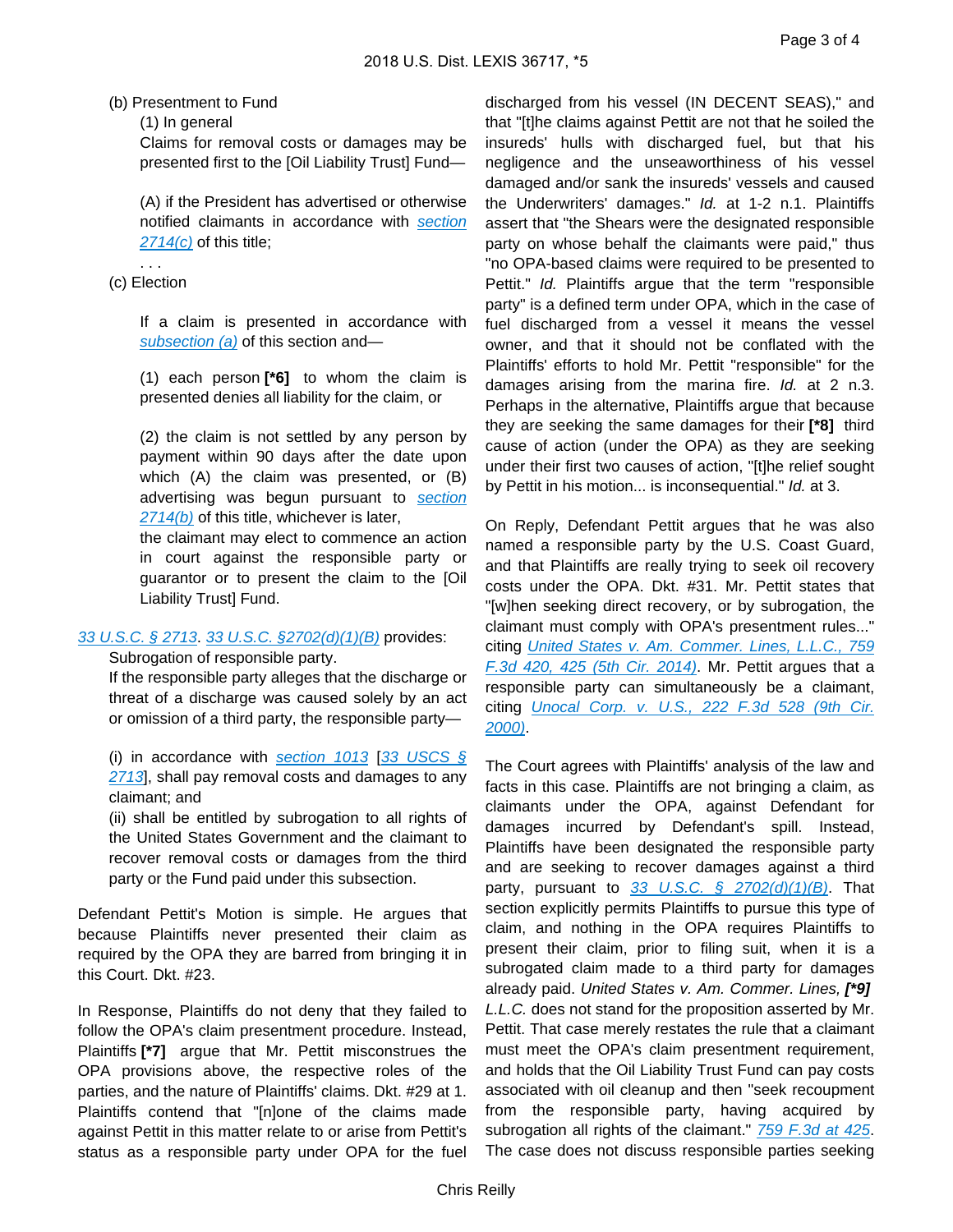(b) Presentment to Fund

(1) In general

Claims for removal costs or damages may be presented first to the [Oil Liability Trust] Fund—

(A) if the President has advertised or otherwise notified claimants in accordance with section 2714(c) of this title;

. . .

(c) Election

If a claim is presented in accordance with subsection (a) of this section and—

(1) each person **[*6]** to whom the claim is presented denies all liability for the claim, or

(2) the claim is not settled by any person by payment within 90 days after the date upon which (A) the claim was presented, or (B) advertising was begun pursuant to section 2714(b) of this title, whichever is later,

the claimant may elect to commence an action in court against the responsible party or guarantor or to present the claim to the [Oil Liability Trust] Fund.

33 U.S.C. § 2713. 33 U.S.C. §2702(d)(1)(B) provides:

Subrogation of responsible party.

If the responsible party alleges that the discharge or threat of a discharge was caused solely by an act or omission of a third party, the responsible party—

(i) in accordance with section 1013 [33 USCS § 2713], shall pay removal costs and damages to any claimant; and

(ii) shall be entitled by subrogation to all rights of the United States Government and the claimant to recover removal costs or damages from the third party or the Fund paid under this subsection.

Defendant Pettit's Motion is simple. He argues that because Plaintiffs never presented their claim as required by the OPA they are barred from bringing it in this Court. Dkt. #23.

In Response, Plaintiffs do not deny that they failed to follow the OPA's claim presentment procedure. Instead, Plaintiffs **[*7]** argue that Mr. Pettit misconstrues the OPA provisions above, the respective roles of the parties, and the nature of Plaintiffs' claims. Dkt. #29 at 1. Plaintiffs contend that "[n]one of the claims made against Pettit in this matter relate to or arise from Pettit's status as a responsible party under OPA for the fuel discharged from his vessel (IN DECENT SEAS)," and that "[t]he claims against Pettit are not that he soiled the insureds' hulls with discharged fuel, but that his negligence and the unseaworthiness of his vessel damaged and/or sank the insureds' vessels and caused the Underwriters' damages." *Id.* at 1-2 n.1. Plaintiffs assert that "the Shears were the designated responsible party on whose behalf the claimants were paid," thus "no OPA-based claims were required to be presented to Pettit." *Id.* Plaintiffs argue that the term "responsible party" is a defined term under OPA, which in the case of fuel discharged from a vessel it means the vessel owner, and that it should not be conflated with the Plaintiffs' efforts to hold Mr. Pettit "responsible" for the damages arising from the marina fire. *Id.* at 2 n.3. Perhaps in the alternative, Plaintiffs argue that because they are seeking the same damages for their **[*8]** third cause of action (under the OPA) as they are seeking under their first two causes of action, "[t]he relief sought by Pettit in his motion... is inconsequential." *Id.* at 3.

On Reply, Defendant Pettit argues that he was also named a responsible party by the U.S. Coast Guard, and that Plaintiffs are really trying to seek oil recovery costs under the OPA. Dkt. #31. Mr. Pettit states that "[w]hen seeking direct recovery, or by subrogation, the claimant must comply with OPA's presentment rules..." citing United States v. Am. Commer. Lines, L.L.C., 759 F.3d 420, 425 (5th Cir. 2014). Mr. Pettit argues that a responsible party can simultaneously be a claimant, citing Unocal Corp. v. U.S., 222 F.3d 528 (9th Cir. 2000).

The Court agrees with Plaintiffs' analysis of the law and facts in this case. Plaintiffs are not bringing a claim, as claimants under the OPA, against Defendant for damages incurred by Defendant's spill. Instead, Plaintiffs have been designated the responsible party and are seeking to recover damages against a third party, pursuant to 33 U.S.C. § 2702(d)(1)(B). That section explicitly permits Plaintiffs to pursue this type of claim, and nothing in the OPA requires Plaintiffs to present their claim, prior to filing suit, when it is a subrogated claim made to a third party for damages already paid. *United States v. Am. Commer. Lines,* ***[*9]*** *L.L.C.* does not stand for the proposition asserted by Mr. Pettit. That case merely restates the rule that a claimant must meet the OPA's claim presentment requirement, and holds that the Oil Liability Trust Fund can pay costs associated with oil cleanup and then "seek recoupment from the responsible party, having acquired by subrogation all rights of the claimant." 759 F.3d at 425. The case does not discuss responsible parties seeking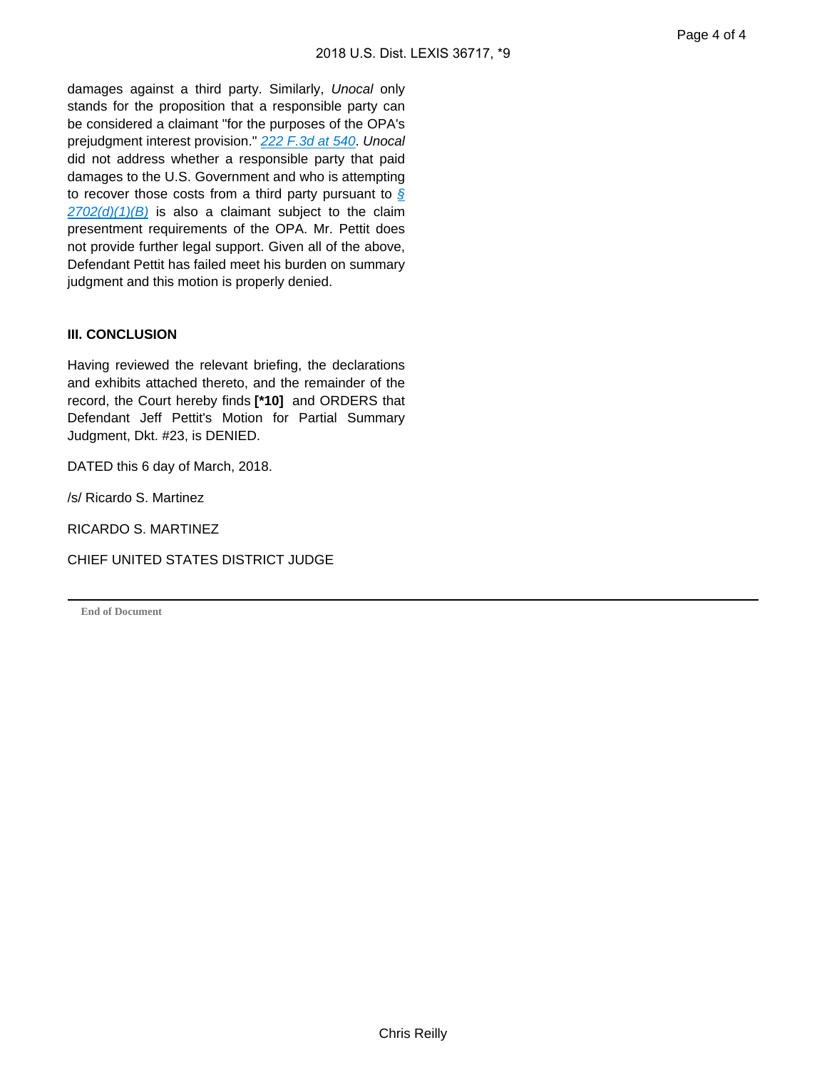damages against a third party. Similarly, *Unocal* only stands for the proposition that a responsible party can be considered a claimant "for the purposes of the OPA's prejudgment interest provision." *222 F.3d at 540*. *Unocal* did not address whether a responsible party that paid damages to the U.S. Government and who is attempting to recover those costs from a third party pursuant to *§ 2702(d)(1)(B)* is also a claimant subject to the claim presentment requirements of the OPA. Mr. Pettit does not provide further legal support. Given all of the above, Defendant Pettit has failed meet his burden on summary judgment and this motion is properly denied.

### III. CONCLUSION

Having reviewed the relevant briefing, the declarations and exhibits attached thereto, and the remainder of the record, the Court hereby finds **[*10]** and ORDERS that Defendant Jeff Pettit's Motion for Partial Summary Judgment, Dkt. #23, is DENIED.

DATED this 6 day of March, 2018.

/s/ Ricardo S. Martinez

RICARDO S. MARTINEZ

CHIEF UNITED STATES DISTRICT JUDGE

---

**End of Document**